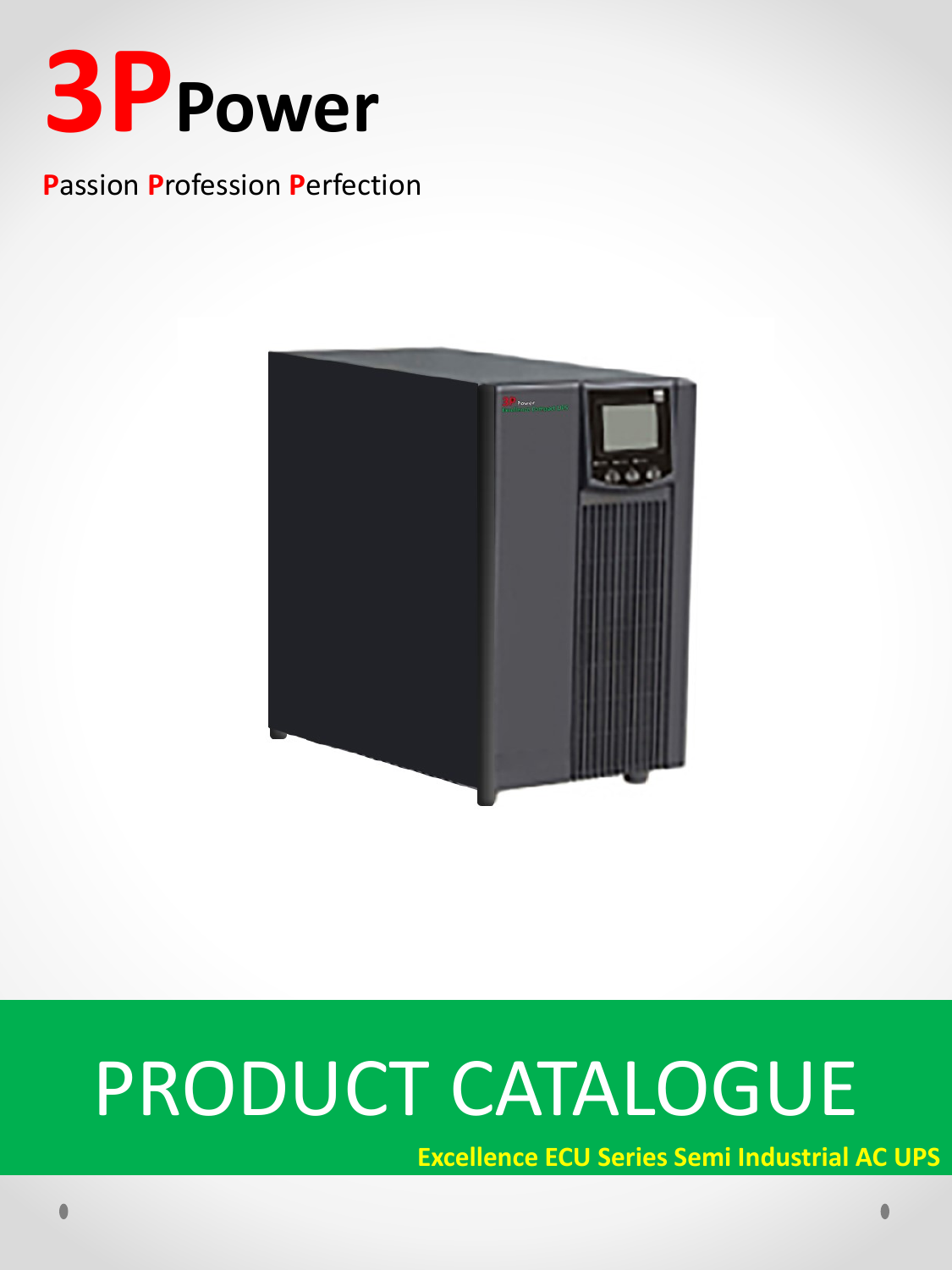# 3PPower

**P**assion **P**rofession **P**erfection

# PRODUCT CATALOGUE

**Excellence ECU Series Semi Industrial AC UPS**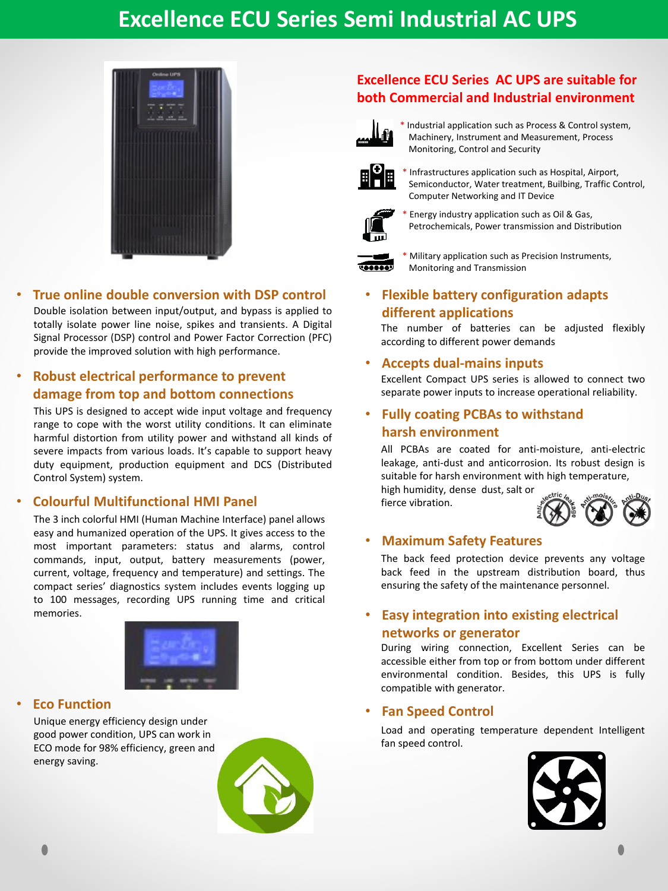# Excellence ECU Series Semi Industrial AC UPS

## Excellence ECU Series AC UPS are suitable for both Commercial and Industrial environment

* Industrial application such as Process & Control system, Machinery, Instrument and Measurement, Process Monitoring, Control and Security
* Infrastructures application such as Hospital, Airport, Semiconductor, Water treatment, Builbing, Traffic Control, Computer Networking and IT Device
* Energy industry application such as Oil & Gas, Petrochemicals, Power transmission and Distribution
* Military application such as Precision Instruments, Monitoring and Transmission

### True online double conversion with DSP control

Double isolation between input/output, and bypass is applied to totally isolate power line noise, spikes and transients. A Digital Signal Processor (DSP) control and Power Factor Correction (PFC) provide the improved solution with high performance.

### Robust electrical performance to prevent damage from top and bottom connections

This UPS is designed to accept wide input voltage and frequency range to cope with the worst utility conditions. It can eliminate harmful distortion from utility power and withstand all kinds of severe impacts from various loads. It's capable to support heavy duty equipment, production equipment and DCS (Distributed Control System) system.

### Colourful Multifunctional HMI Panel

The 3 inch colorful HMI (Human Machine Interface) panel allows easy and humanized operation of the UPS. It gives access to the most important parameters: status and alarms, control commands, input, output, battery measurements (power, current, voltage, frequency and temperature) and settings. The compact series' diagnostics system includes events logging up to 100 messages, recording UPS running time and critical memories.

### Eco Function

Unique energy efficiency design under good power condition, UPS can work in ECO mode for 98% efficiency, green and energy saving.

### Flexible battery configuration adapts different applications

The number of batteries can be adjusted flexibly according to different power demands

### Accepts dual-mains inputs

Excellent Compact UPS series is allowed to connect two separate power inputs to increase operational reliability.

### Fully coating PCBAs to withstand harsh environment

All PCBAs are coated for anti-moisture, anti-electric leakage, anti-dust and anticorrosion. Its robust design is suitable for harsh environment with high temperature, high humidity, dense dust, salt or fierce vibration.

Anti-electric leakage, Anti-moisture, Anti-Dust

### Maximum Safety Features

The back feed protection device prevents any voltage back feed in the upstream distribution board, thus ensuring the safety of the maintenance personnel.

### Easy integration into existing electrical networks or generator

During wiring connection, Excellent Series can be accessible either from top or from bottom under different environmental condition. Besides, this UPS is fully compatible with generator.

### Fan Speed Control

Load and operating temperature dependent Intelligent fan speed control.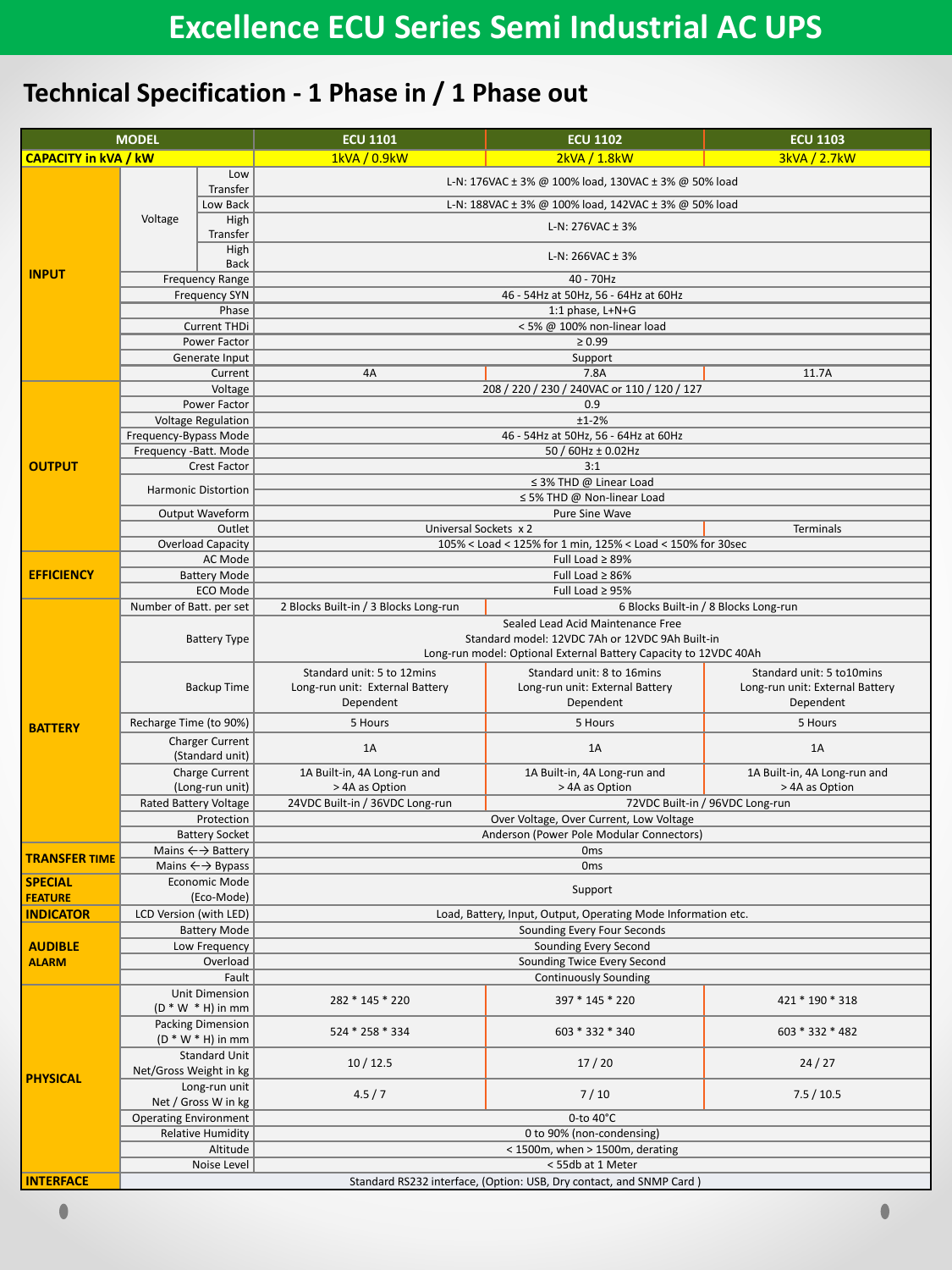# Excellence ECU Series Semi Industrial AC UPS

## Technical Specification - 1 Phase in / 1 Phase out

| MODEL | | | ECU 1101 | ECU 1102 | ECU 1103 |
|---|---|---|---|---|---|
| **CAPACITY in kVA / kW** | | | 1kVA / 0.9kW | 2kVA / 1.8kW | 3kVA / 2.7kW |
| **INPUT** | Voltage | Low Transfer | L-N: 176VAC ± 3% @ 100% load, 130VAC ± 3% @ 50% load | | |
| | | Low Back | L-N: 188VAC ± 3% @ 100% load, 142VAC ± 3% @ 50% load | | |
| | | High Transfer | L-N: 276VAC ± 3% | | |
| | | High Back | L-N: 266VAC ± 3% | | |
| | Frequency Range | | 40 - 70Hz | | |
| | Frequency SYN | | 46 - 54Hz at 50Hz, 56 - 64Hz at 60Hz | | |
| | Phase | | 1:1 phase, L+N+G | | |
| | Current THDi | | < 5% @ 100% non-linear load | | |
| | Power Factor | | ≥ 0.99 | | |
| | Generate Input | | Support | | |
| | Current | | 4A | 7.8A | 11.7A |
| **OUTPUT** | Voltage | | 208 / 220 / 230 / 240VAC or 110 / 120 / 127 | | |
| | Power Factor | | 0.9 | | |
| | Voltage Regulation | | ±1-2% | | |
| | Frequency-Bypass Mode | | 46 - 54Hz at 50Hz, 56 - 64Hz at 60Hz | | |
| | Frequency -Batt. Mode | | 50 / 60Hz ± 0.02Hz | | |
| | Crest Factor | | 3:1 | | |
| | Harmonic Distortion | | ≤ 3% THD @ Linear Load | | |
| | | | ≤ 5% THD @ Non-linear Load | | |
| | Output Waveform | | Pure Sine Wave | | |
| | Outlet | | Universal Sockets x 2 | | Terminals |
| | Overload Capacity | | 105% < Load < 125% for 1 min, 125% < Load < 150% for 30sec | | |
| **EFFICIENCY** | AC Mode | | Full Load ≥ 89% | | |
| | Battery Mode | | Full Load ≥ 86% | | |
| | ECO Mode | | Full Load ≥ 95% | | |
| **BATTERY** | Number of Batt. per set | | 2 Blocks Built-in / 3 Blocks Long-run | 6 Blocks Built-in / 8 Blocks Long-run | |
| | Battery Type | | Sealed Lead Acid Maintenance Free<br>Standard model: 12VDC 7Ah or 12VDC 9Ah Built-in<br>Long-run model: Optional External Battery Capacity to 12VDC 40Ah | | |
| | Backup Time | | Standard unit: 5 to 12mins<br>Long-run unit: External Battery Dependent | Standard unit: 8 to 16mins<br>Long-run unit: External Battery Dependent | Standard unit: 5 to10mins<br>Long-run unit: External Battery Dependent |
| | Recharge Time (to 90%) | | 5 Hours | 5 Hours | 5 Hours |
| | Charger Current (Standard unit) | | 1A | 1A | 1A |
| | Charge Current (Long-run unit) | | 1A Built-in, 4A Long-run and > 4A as Option | 1A Built-in, 4A Long-run and > 4A as Option | 1A Built-in, 4A Long-run and > 4A as Option |
| | Rated Battery Voltage | | 24VDC Built-in / 36VDC Long-run | 72VDC Built-in / 96VDC Long-run | |
| | Protection | | Over Voltage, Over Current, Low Voltage | | |
| | Battery Socket | | Anderson (Power Pole Modular Connectors) | | |
| **TRANSFER TIME** | Mains ←→ Battery | | 0ms | | |
| | Mains ←→ Bypass | | 0ms | | |
| **SPECIAL FEATURE** | Economic Mode (Eco-Mode) | | Support | | |
| **INDICATOR** | LCD Version (with LED) | | Load, Battery, Input, Output, Operating Mode Information etc. | | |
| **AUDIBLE ALARM** | Battery Mode | | Sounding Every Four Seconds | | |
| | Low Frequency | | Sounding Every Second | | |
| | Overload | | Sounding Twice Every Second | | |
| | Fault | | Continuously Sounding | | |
| **PHYSICAL** | Unit Dimension (D * W * H) in mm | | 282 * 145 * 220 | 397 * 145 * 220 | 421 * 190 * 318 |
| | Packing Dimension (D * W * H) in mm | | 524 * 258 * 334 | 603 * 332 * 340 | 603 * 332 * 482 |
| | Standard Unit Net/Gross Weight in kg | | 10 / 12.5 | 17 / 20 | 24 / 27 |
| | Long-run unit Net / Gross W in kg | | 4.5 / 7 | 7 / 10 | 7.5 / 10.5 |
| | Operating Environment | | 0-to 40°C | | |
| | Relative Humidity | | 0 to 90% (non-condensing) | | |
| | Altitude | | < 1500m, when > 1500m, derating | | |
| | Noise Level | | < 55db at 1 Meter | | |
| **INTERFACE** | | | Standard RS232 interface, (Option: USB, Dry contact, and SNMP Card ) | | |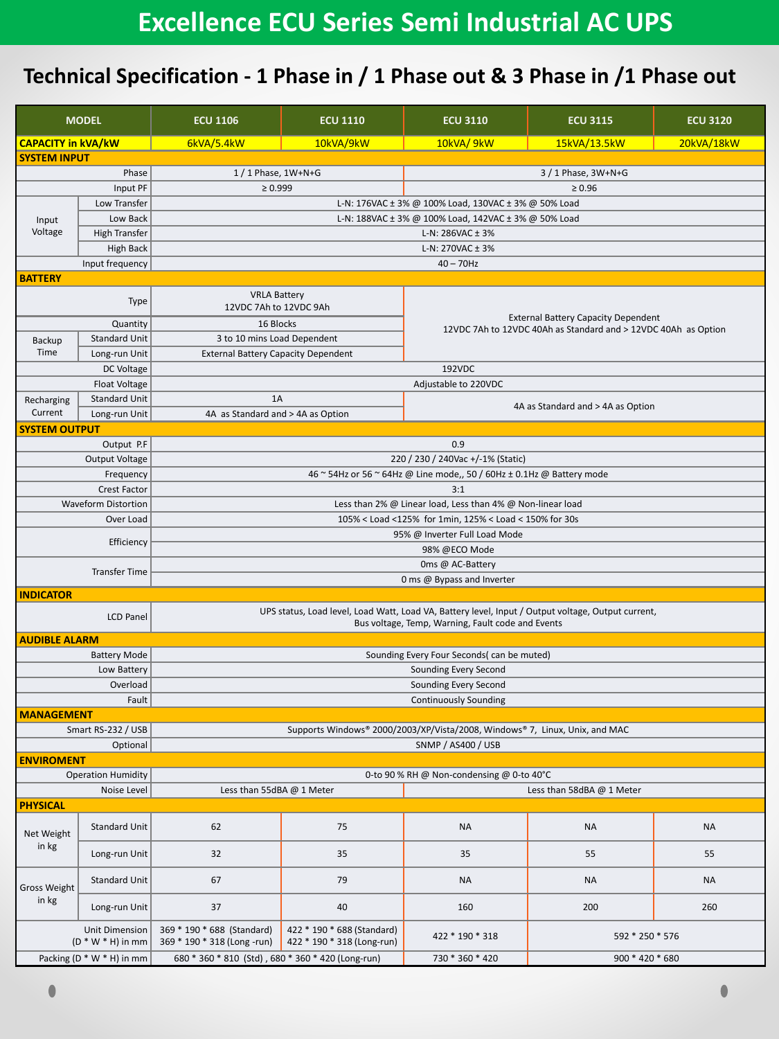# Excellence ECU Series Semi Industrial AC UPS

## Technical Specification - 1 Phase in / 1 Phase out & 3 Phase in /1 Phase out

| MODEL | | ECU 1106 | ECU 1110 | ECU 3110 | ECU 3115 | ECU 3120 |
|---|---|---|---|---|---|---|
| **CAPACITY in kVA/kW** | | 6kVA/5.4kW | 10kVA/9kW | 10kVA/ 9kW | 15kVA/13.5kW | 20kVA/18kW |
| **SYSTEM INPUT** | | | | | | |
| Phase | | 1 / 1 Phase, 1W+N+G | | 3 / 1 Phase, 3W+N+G | | |
| Input PF | | ≥ 0.999 | | ≥ 0.96 | | |
| Input Voltage | Low Transfer | L-N: 176VAC ± 3% @ 100% Load, 130VAC ± 3% @ 50% Load | | | | |
| | Low Back | L-N: 188VAC ± 3% @ 100% Load, 142VAC ± 3% @ 50% Load | | | | |
| | High Transfer | L-N: 286VAC ± 3% | | | | |
| | High Back | L-N: 270VAC ± 3% | | | | |
| Input frequency | | 40 – 70Hz | | | | |
| **BATTERY** | | | | | | |
| Type | | VRLA Battery 12VDC 7Ah to 12VDC 9Ah | | External Battery Capacity Dependent 12VDC 7Ah to 12VDC 40Ah as Standard and > 12VDC 40Ah as Option | | |
| Quantity | | 16 Blocks | | | | |
| Backup Time | Standard Unit | 3 to 10 mins Load Dependent | | | | |
| | Long-run Unit | External Battery Capacity Dependent | | | | |
| DC Voltage | | 192VDC | | | | |
| Float Voltage | | Adjustable to 220VDC | | | | |
| Recharging Current | Standard Unit | 1A | | 4A as Standard and > 4A as Option | | |
| | Long-run Unit | 4A as Standard and > 4A as Option | | | | |
| **SYSTEM OUTPUT** | | | | | | |
| Output P.F | | 0.9 | | | | |
| Output Voltage | | 220 / 230 / 240Vac +/-1% (Static) | | | | |
| Frequency | | 46 ~ 54Hz or 56 ~ 64Hz @ Line mode,, 50 / 60Hz ± 0.1Hz @ Battery mode | | | | |
| Crest Factor | | 3:1 | | | | |
| Waveform Distortion | | Less than 2% @ Linear load, Less than 4% @ Non-linear load | | | | |
| Over Load | | 105% < Load <125% for 1min, 125% < Load < 150% for 30s | | | | |
| Efficiency | | 95% @ Inverter Full Load Mode | | | | |
| | | 98% @ECO Mode | | | | |
| Transfer Time | | 0ms @ AC-Battery | | | | |
| | | 0 ms @ Bypass and Inverter | | | | |
| **INDICATOR** | | | | | | |
| LCD Panel | | UPS status, Load level, Load Watt, Load VA, Battery level, Input / Output voltage, Output current, Bus voltage, Temp, Warning, Fault code and Events | | | | |
| **AUDIBLE ALARM** | | | | | | |
| Battery Mode | | Sounding Every Four Seconds( can be muted) | | | | |
| Low Battery | | Sounding Every Second | | | | |
| Overload | | Sounding Every Second | | | | |
| Fault | | Continuously Sounding | | | | |
| **MANAGEMENT** | | | | | | |
| Smart RS-232 / USB | | Supports Windows® 2000/2003/XP/Vista/2008, Windows® 7, Linux, Unix, and MAC | | | | |
| Optional | | SNMP / AS400 / USB | | | | |
| **ENVIROMENT** | | | | | | |
| Operation Humidity | | 0-to 90 % RH @ Non-condensing @ 0-to 40°C | | | | |
| Noise Level | | Less than 55dBA @ 1 Meter | | Less than 58dBA @ 1 Meter | | |
| **PHYSICAL** | | | | | | |
| Net Weight in kg | Standard Unit | 62 | 75 | NA | NA | NA |
| | Long-run Unit | 32 | 35 | 35 | 55 | 55 |
| Gross Weight in kg | Standard Unit | 67 | 79 | NA | NA | NA |
| | Long-run Unit | 37 | 40 | 160 | 200 | 260 |
| Unit Dimension (D * W * H) in mm | | 369 * 190 * 688 (Standard) 369 * 190 * 318 (Long -run) | 422 * 190 * 688 (Standard) 422 * 190 * 318 (Long-run) | 422 * 190 * 318 | 592 * 250 * 576 | |
| Packing (D * W * H) in mm | | 680 * 360 * 810 (Std) , 680 * 360 * 420 (Long-run) | | 730 * 360 * 420 | 900 * 420 * 680 | |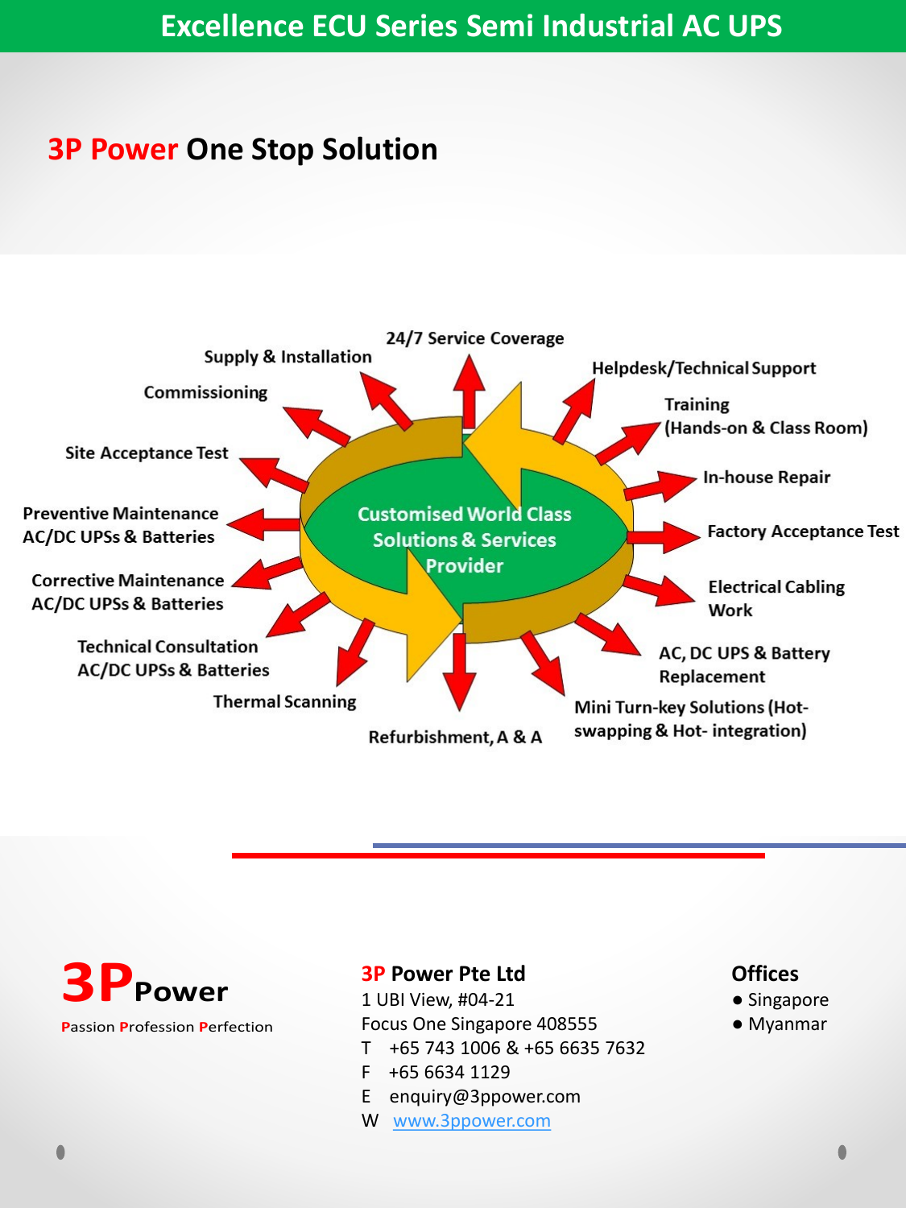# Excellence ECU Series Semi Industrial AC UPS

## 3P Power One Stop Solution

Customised World Class Solutions & Services Provider

24/7 Service Coverage

Helpdesk/Technical Support

Training (Hands-on & Class Room)

In-house Repair

Factory Acceptance Test

Electrical Cabling Work

AC, DC UPS & Battery Replacement

Mini Turn-key Solutions (Hot-swapping & Hot- integration)

Refurbishment, A & A

Thermal Scanning

Technical Consultation AC/DC UPSs & Batteries

Corrective Maintenance AC/DC UPSs & Batteries

Preventive Maintenance AC/DC UPSs & Batteries

Site Acceptance Test

Commissioning

Supply & Installation

**3P Power**

Passion Profession Perfection

**3P Power Pte Ltd**

1 UBI View, #04-21

Focus One Singapore 408555

T +65 743 1006 & +65 6635 7632

F +65 6634 1129

E enquiry@3ppower.com

W www.3ppower.com

**Offices**

- Singapore
- Myanmar